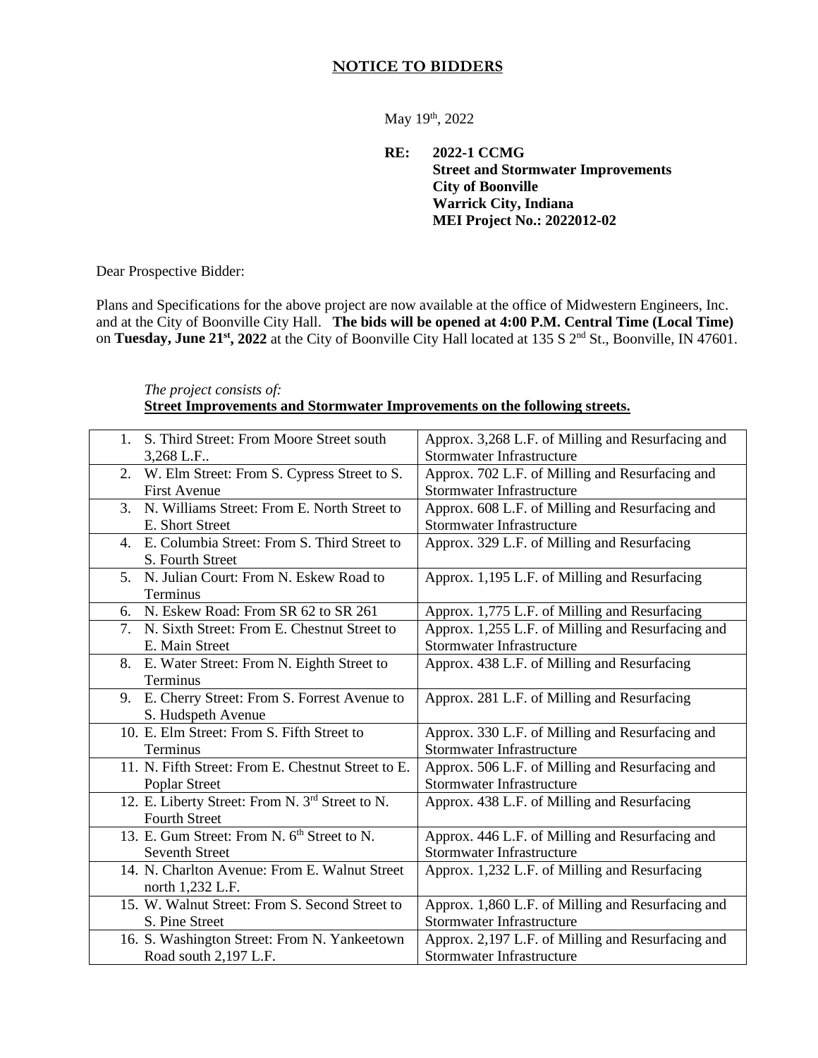# NOTICE TO BIDDERS

May 19th, 2022

**RE: 2022-1 CCMG**
**Street and Stormwater Improvements**
**City of Boonville**
**Warrick City, Indiana**
**MEI Project No.: 2022012-02**

Dear Prospective Bidder:

Plans and Specifications for the above project are now available at the office of Midwestern Engineers, Inc. and at the City of Boonville City Hall. **The bids will be opened at 4:00 P.M. Central Time (Local Time)** on **Tuesday, June 21st, 2022** at the City of Boonville City Hall located at 135 S 2nd St., Boonville, IN 47601.

*The project consists of:*
**Street Improvements and Stormwater Improvements on the following streets.**

| Street | Description |
|---|---|
| 1. S. Third Street: From Moore Street south 3,268 L.F.. | Approx. 3,268 L.F. of Milling and Resurfacing and Stormwater Infrastructure |
| 2. W. Elm Street: From S. Cypress Street to S. First Avenue | Approx. 702 L.F. of Milling and Resurfacing and Stormwater Infrastructure |
| 3. N. Williams Street: From E. North Street to E. Short Street | Approx. 608 L.F. of Milling and Resurfacing and Stormwater Infrastructure |
| 4. E. Columbia Street: From S. Third Street to S. Fourth Street | Approx. 329 L.F. of Milling and Resurfacing |
| 5. N. Julian Court: From N. Eskew Road to Terminus | Approx. 1,195 L.F. of Milling and Resurfacing |
| 6. N. Eskew Road: From SR 62 to SR 261 | Approx. 1,775 L.F. of Milling and Resurfacing |
| 7. N. Sixth Street: From E. Chestnut Street to E. Main Street | Approx. 1,255 L.F. of Milling and Resurfacing and Stormwater Infrastructure |
| 8. E. Water Street: From N. Eighth Street to Terminus | Approx. 438 L.F. of Milling and Resurfacing |
| 9. E. Cherry Street: From S. Forrest Avenue to S. Hudspeth Avenue | Approx. 281 L.F. of Milling and Resurfacing |
| 10. E. Elm Street: From S. Fifth Street to Terminus | Approx. 330 L.F. of Milling and Resurfacing and Stormwater Infrastructure |
| 11. N. Fifth Street: From E. Chestnut Street to E. Poplar Street | Approx. 506 L.F. of Milling and Resurfacing and Stormwater Infrastructure |
| 12. E. Liberty Street: From N. 3rd Street to N. Fourth Street | Approx. 438 L.F. of Milling and Resurfacing |
| 13. E. Gum Street: From N. 6th Street to N. Seventh Street | Approx. 446 L.F. of Milling and Resurfacing and Stormwater Infrastructure |
| 14. N. Charlton Avenue: From E. Walnut Street north 1,232 L.F. | Approx. 1,232 L.F. of Milling and Resurfacing |
| 15. W. Walnut Street: From S. Second Street to S. Pine Street | Approx. 1,860 L.F. of Milling and Resurfacing and Stormwater Infrastructure |
| 16. S. Washington Street: From N. Yankeetown Road south 2,197 L.F. | Approx. 2,197 L.F. of Milling and Resurfacing and Stormwater Infrastructure |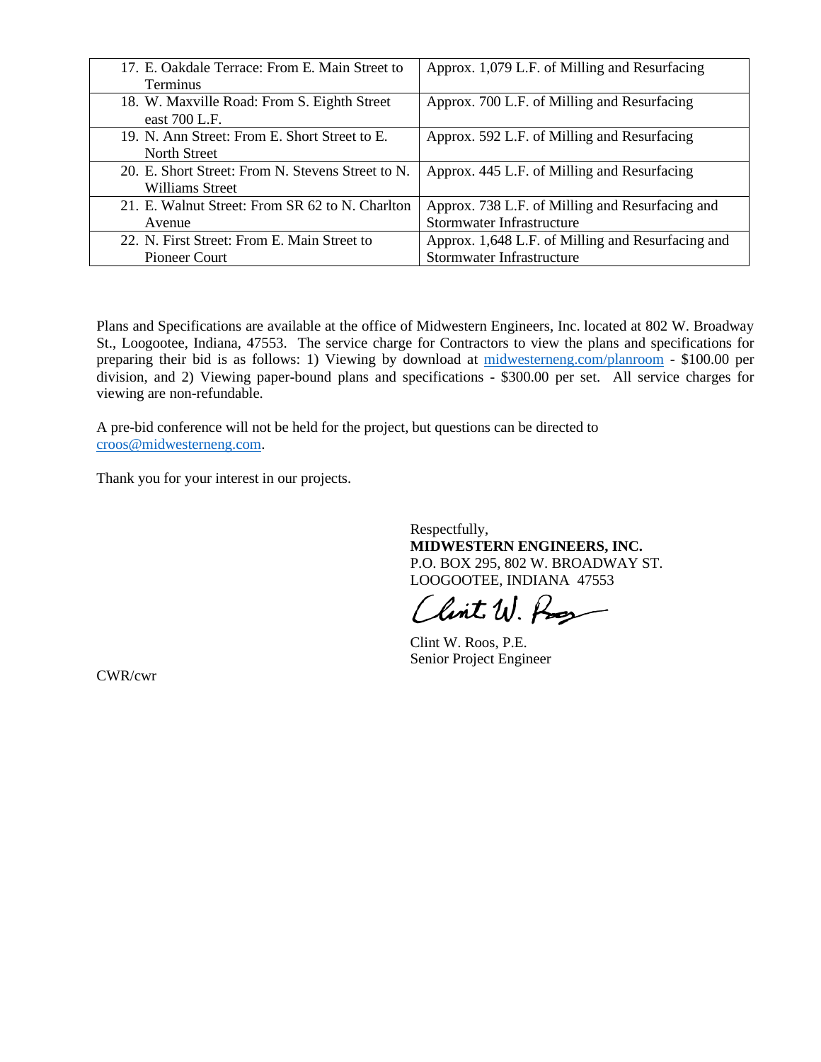| | |
|---|---|
| 17. E. Oakdale Terrace: From E. Main Street to Terminus | Approx. 1,079 L.F. of Milling and Resurfacing |
| 18. W. Maxville Road: From S. Eighth Street east 700 L.F. | Approx. 700 L.F. of Milling and Resurfacing |
| 19. N. Ann Street: From E. Short Street to E. North Street | Approx. 592 L.F. of Milling and Resurfacing |
| 20. E. Short Street: From N. Stevens Street to N. Williams Street | Approx. 445 L.F. of Milling and Resurfacing |
| 21. E. Walnut Street: From SR 62 to N. Charlton Avenue | Approx. 738 L.F. of Milling and Resurfacing and Stormwater Infrastructure |
| 22. N. First Street: From E. Main Street to Pioneer Court | Approx. 1,648 L.F. of Milling and Resurfacing and Stormwater Infrastructure |

Plans and Specifications are available at the office of Midwestern Engineers, Inc. located at 802 W. Broadway St., Loogootee, Indiana, 47553. The service charge for Contractors to view the plans and specifications for preparing their bid is as follows: 1) Viewing by download at midwesterneng.com/planroom - $100.00 per division, and 2) Viewing paper-bound plans and specifications - $300.00 per set. All service charges for viewing are non-refundable.

A pre-bid conference will not be held for the project, but questions can be directed to croos@midwesterneng.com.

Thank you for your interest in our projects.

Respectfully,
**MIDWESTERN ENGINEERS, INC.**
P.O. BOX 295, 802 W. BROADWAY ST.
LOOGOOTEE, INDIANA 47553

Clint W. Roos

Clint W. Roos, P.E.
Senior Project Engineer

CWR/cwr